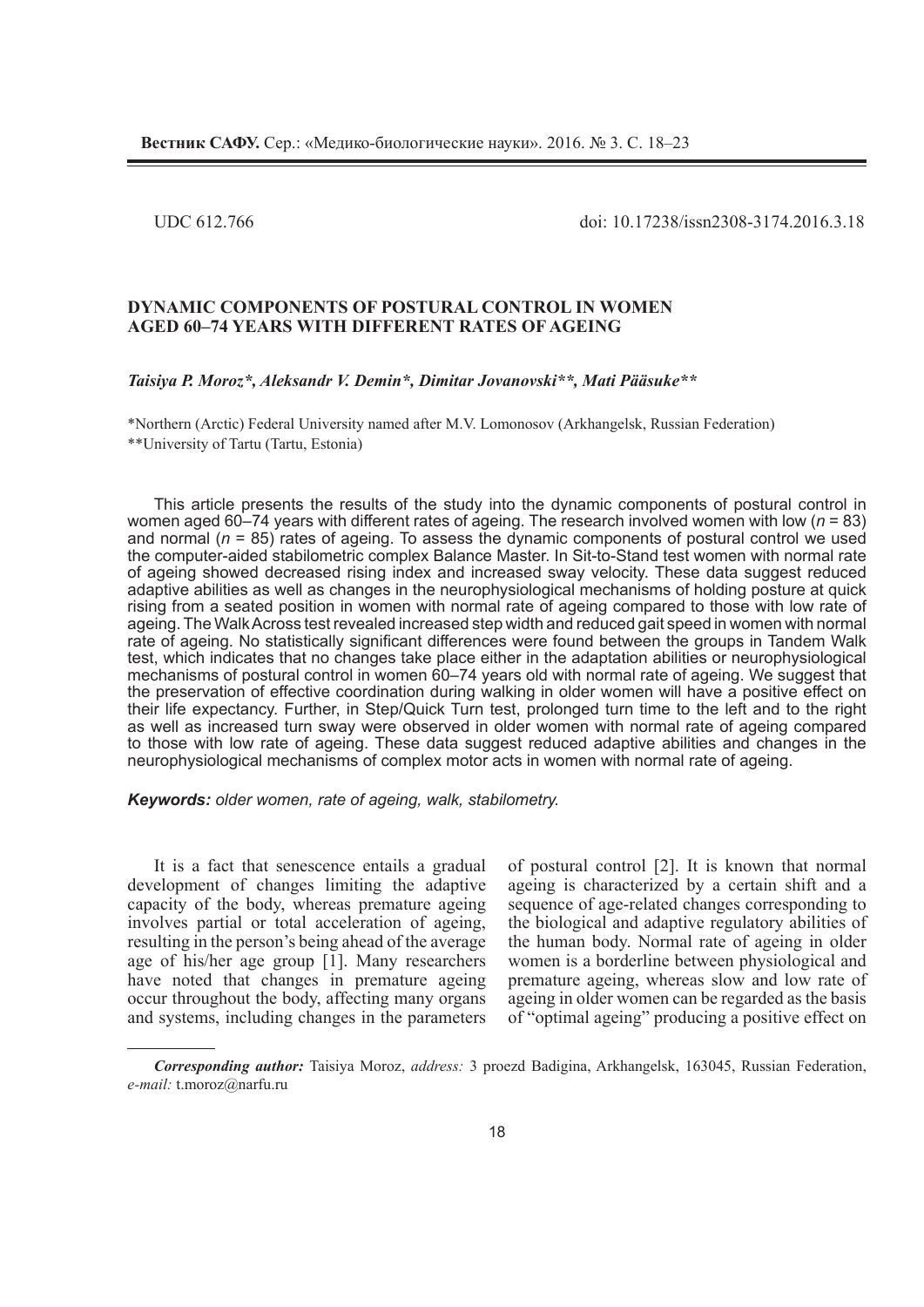UDC 612.766

doi: 10.17238/issn2308-3174.2016.3.18

# DYNAMIC COMPONENTS OF POSTURAL CONTROL IN WOMEN AGED 60–74 YEARS WITH DIFFERENT RATES OF AGEING

***Taisiya P. Moroz\*, Aleksandr V. Demin\*, Dimitar Jovanovski\*\*, Mati Pääsuke\*\****

\*Northern (Arctic) Federal University named after M.V. Lomonosov (Arkhangelsk, Russian Federation)
\*\*University of Tartu (Tartu, Estonia)

This article presents the results of the study into the dynamic components of postural control in women aged 60–74 years with different rates of ageing. The research involved women with low ($n = 83$) and normal ($n = 85$) rates of ageing. To assess the dynamic components of postural control we used the computer-aided stabilometric complex Balance Master. In Sit-to-Stand test women with normal rate of ageing showed decreased rising index and increased sway velocity. These data suggest reduced adaptive abilities as well as changes in the neurophysiological mechanisms of holding posture at quick rising from a seated position in women with normal rate of ageing compared to those with low rate of ageing. The Walk Across test revealed increased step width and reduced gait speed in women with normal rate of ageing. No statistically significant differences were found between the groups in Tandem Walk test, which indicates that no changes take place either in the adaptation abilities or neurophysiological mechanisms of postural control in women 60–74 years old with normal rate of ageing. We suggest that the preservation of effective coordination during walking in older women will have a positive effect on their life expectancy. Further, in Step/Quick Turn test, prolonged turn time to the left and to the right as well as increased turn sway were observed in older women with normal rate of ageing compared to those with low rate of ageing. These data suggest reduced adaptive abilities and changes in the neurophysiological mechanisms of complex motor acts in women with normal rate of ageing.

***Keywords:*** *older women, rate of ageing, walk, stabilometry.*

It is a fact that senescence entails a gradual development of changes limiting the adaptive capacity of the body, whereas premature ageing involves partial or total acceleration of ageing, resulting in the person's being ahead of the average age of his/her age group [1]. Many researchers have noted that changes in premature ageing occur throughout the body, affecting many organs and systems, including changes in the parameters of postural control [2]. It is known that normal ageing is characterized by a certain shift and a sequence of age-related changes corresponding to the biological and adaptive regulatory abilities of the human body. Normal rate of ageing in older women is a borderline between physiological and premature ageing, whereas slow and low rate of ageing in older women can be regarded as the basis of "optimal ageing" producing a positive effect on

---

***Corresponding author:*** Taisiya Moroz, *address:* 3 proezd Badigina, Arkhangelsk, 163045, Russian Federation, *e-mail:* t.moroz@narfu.ru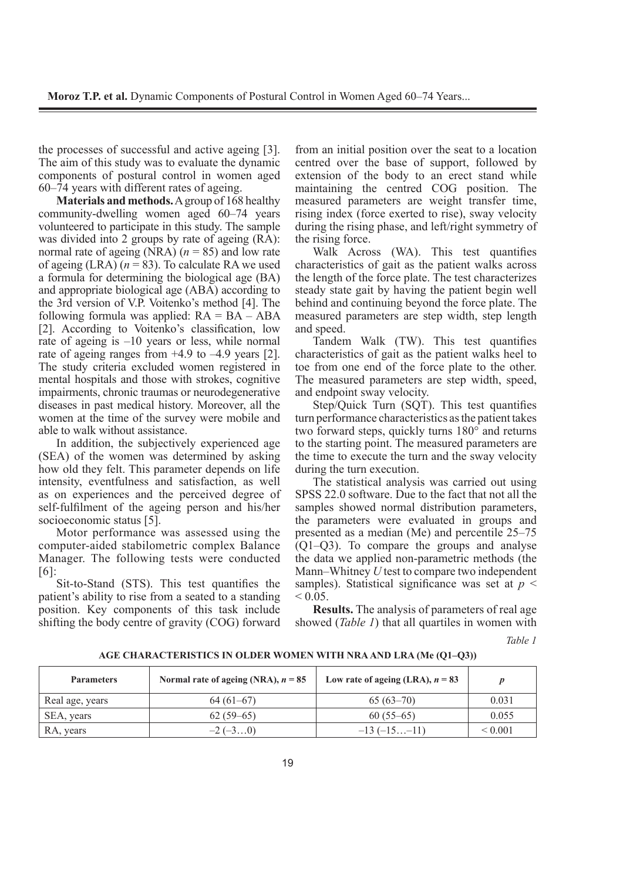the processes of successful and active ageing [3]. The aim of this study was to evaluate the dynamic components of postural control in women aged 60–74 years with different rates of ageing.

**Materials and methods.** A group of 168 healthy community-dwelling women aged 60–74 years volunteered to participate in this study. The sample was divided into 2 groups by rate of ageing (RA): normal rate of ageing (NRA) ($n = 85$) and low rate of ageing (LRA) ($n = 83$). To calculate RA we used a formula for determining the biological age (BA) and appropriate biological age (ABA) according to the 3rd version of V.P. Voitenko's method [4]. The following formula was applied: RA = BA – ABA [2]. According to Voitenko's classification, low rate of ageing is –10 years or less, while normal rate of ageing ranges from +4.9 to –4.9 years [2]. The study criteria excluded women registered in mental hospitals and those with strokes, cognitive impairments, chronic traumas or neurodegenerative diseases in past medical history. Moreover, all the women at the time of the survey were mobile and able to walk without assistance.

In addition, the subjectively experienced age (SEA) of the women was determined by asking how old they felt. This parameter depends on life intensity, eventfulness and satisfaction, as well as on experiences and the perceived degree of self-fulfilment of the ageing person and his/her socioeconomic status [5].

Motor performance was assessed using the computer-aided stabilometric complex Balance Manager. The following tests were conducted [6]:

Sit-to-Stand (STS). This test quantifies the patient's ability to rise from a seated to a standing position. Key components of this task include shifting the body centre of gravity (COG) forward from an initial position over the seat to a location centred over the base of support, followed by extension of the body to an erect stand while maintaining the centred COG position. The measured parameters are weight transfer time, rising index (force exerted to rise), sway velocity during the rising phase, and left/right symmetry of the rising force.

Walk Across (WA). This test quantifies characteristics of gait as the patient walks across the length of the force plate. The test characterizes steady state gait by having the patient begin well behind and continuing beyond the force plate. The measured parameters are step width, step length and speed.

Tandem Walk (TW). This test quantifies characteristics of gait as the patient walks heel to toe from one end of the force plate to the other. The measured parameters are step width, speed, and endpoint sway velocity.

Step/Quick Turn (SQT). This test quantifies turn performance characteristics as the patient takes two forward steps, quickly turns 180° and returns to the starting point. The measured parameters are the time to execute the turn and the sway velocity during the turn execution.

The statistical analysis was carried out using SPSS 22.0 software. Due to the fact that not all the samples showed normal distribution parameters, the parameters were evaluated in groups and presented as a median (Me) and percentile 25–75 (Q1–Q3). To compare the groups and analyse the data we applied non-parametric methods (the Mann–Whitney $U$ test to compare two independent samples). Statistical significance was set at $p < 0.05$.

**Results.** The analysis of parameters of real age showed (*Table 1*) that all quartiles in women with

*Table 1*

**AGE CHARACTERISTICS IN OLDER WOMEN WITH NRA AND LRA (Me (Q1–Q3))**

| Parameters | Normal rate of ageing (NRA), $n = 85$ | Low rate of ageing (LRA), $n = 83$ | $p$ |
|---|---|---|---|
| Real age, years | 64 (61–67) | 65 (63–70) | 0.031 |
| SEA, years | 62 (59–65) | 60 (55–65) | 0.055 |
| RA, years | –2 (–3…0) | –13 (–15…–11) | < 0.001 |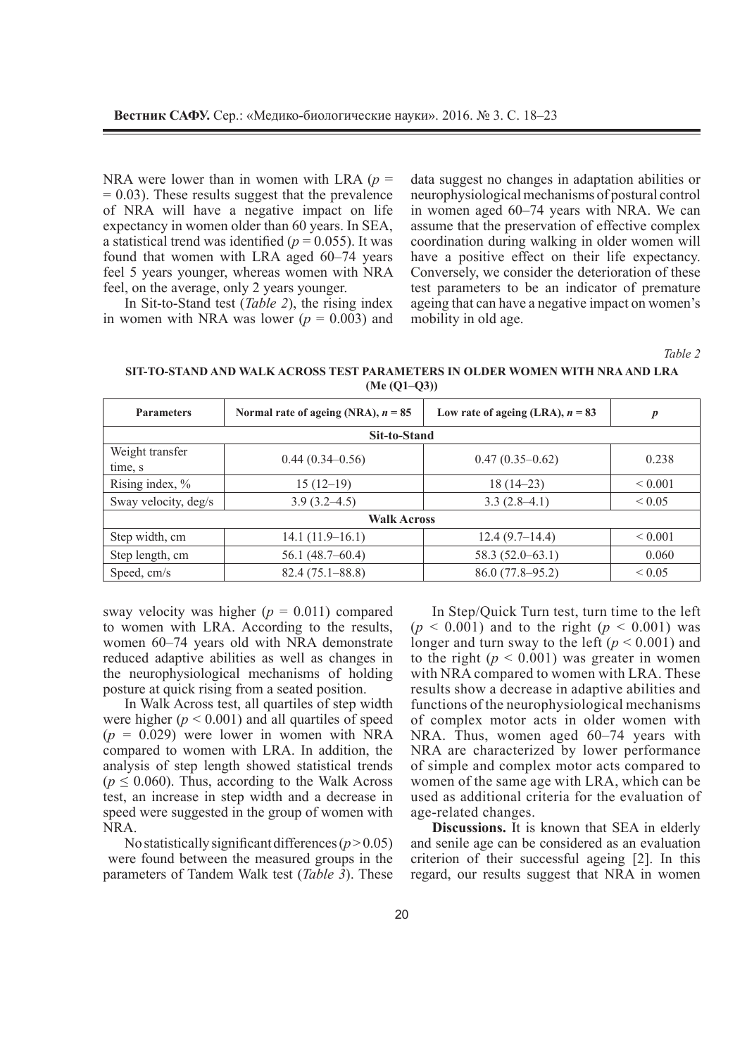NRA were lower than in women with LRA ($p = 0.03$). These results suggest that the prevalence of NRA will have a negative impact on life expectancy in women older than 60 years. In SEA, a statistical trend was identified ($p = 0.055$). It was found that women with LRA aged 60–74 years feel 5 years younger, whereas women with NRA feel, on the average, only 2 years younger.

In Sit-to-Stand test (*Table 2*), the rising index in women with NRA was lower ($p = 0.003$) and sway velocity was higher ($p = 0.011$) compared to women with LRA. According to the results, women 60–74 years old with NRA demonstrate reduced adaptive abilities as well as changes in the neurophysiological mechanisms of holding posture at quick rising from a seated position.

In Walk Across test, all quartiles of step width were higher ($p < 0.001$) and all quartiles of speed ($p = 0.029$) were lower in women with NRA compared to women with LRA. In addition, the analysis of step length showed statistical trends ($p \leq 0.060$). Thus, according to the Walk Across test, an increase in step width and a decrease in speed were suggested in the group of women with NRA.

No statistically significant differences ($p > 0.05$) were found between the measured groups in the parameters of Tandem Walk test (*Table 3*). These data suggest no changes in adaptation abilities or neurophysiological mechanisms of postural control in women aged 60–74 years with NRA. We can assume that the preservation of effective complex coordination during walking in older women will have a positive effect on their life expectancy. Conversely, we consider the deterioration of these test parameters to be an indicator of premature ageing that can have a negative impact on women's mobility in old age.

*Table 2*

**SIT-TO-STAND AND WALK ACROSS TEST PARAMETERS IN OLDER WOMEN WITH NRA AND LRA (Me (Q1–Q3))**

| Parameters | Normal rate of ageing (NRA), $n = 85$ | Low rate of ageing (LRA), $n = 83$ | $p$ |
|---|---|---|---|
| **Sit-to-Stand** | | | |
| Weight transfer time, s | 0.44 (0.34–0.56) | 0.47 (0.35–0.62) | 0.238 |
| Rising index, % | 15 (12–19) | 18 (14–23) | < 0.001 |
| Sway velocity, deg/s | 3.9 (3.2–4.5) | 3.3 (2.8–4.1) | < 0.05 |
| **Walk Across** | | | |
| Step width, cm | 14.1 (11.9–16.1) | 12.4 (9.7–14.4) | < 0.001 |
| Step length, cm | 56.1 (48.7–60.4) | 58.3 (52.0–63.1) | 0.060 |
| Speed, cm/s | 82.4 (75.1–88.8) | 86.0 (77.8–95.2) | < 0.05 |

In Step/Quick Turn test, turn time to the left ($p < 0.001$) and to the right ($p < 0.001$) was longer and turn sway to the left ($p < 0.001$) and to the right ($p < 0.001$) was greater in women with NRA compared to women with LRA. These results show a decrease in adaptive abilities and functions of the neurophysiological mechanisms of complex motor acts in older women with NRA. Thus, women aged 60–74 years with NRA are characterized by lower performance of simple and complex motor acts compared to women of the same age with LRA, which can be used as additional criteria for the evaluation of age-related changes.

**Discussions.** It is known that SEA in elderly and senile age can be considered as an evaluation criterion of their successful ageing [2]. In this regard, our results suggest that NRA in women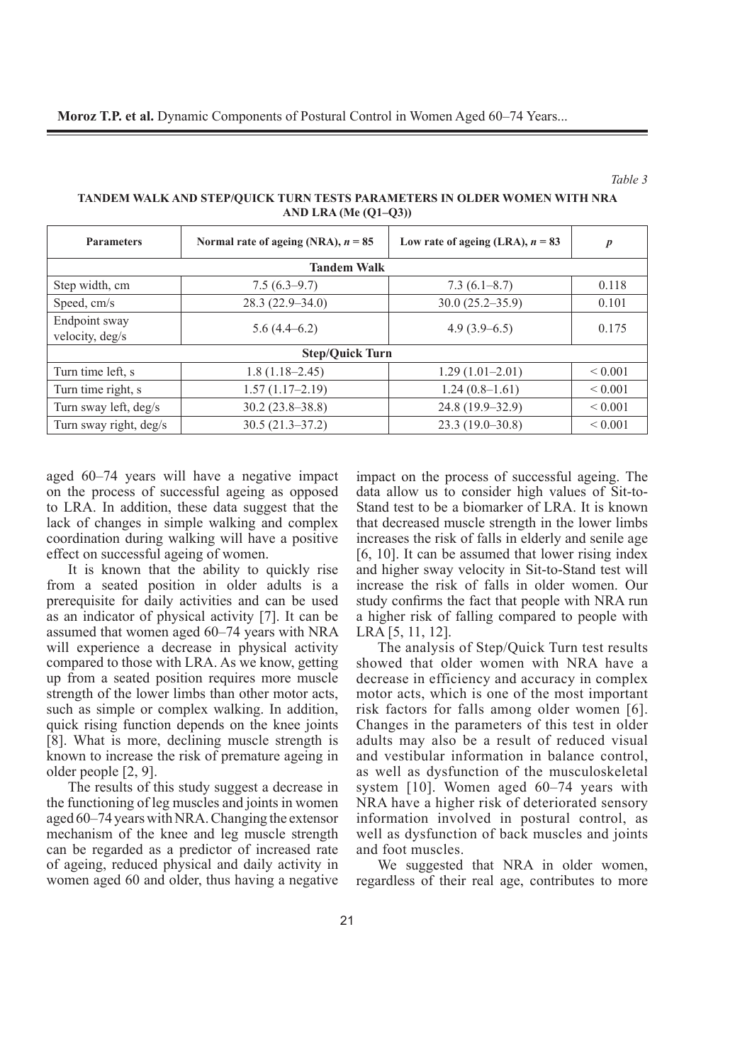*Table 3*

**TANDEM WALK AND STEP/QUICK TURN TESTS PARAMETERS IN OLDER WOMEN WITH NRA AND LRA (Me (Q1–Q3))**

| Parameters | Normal rate of ageing (NRA), $n = 85$ | Low rate of ageing (LRA), $n = 83$ | $p$ |
|---|---|---|---|
| **Tandem Walk** | | | |
| Step width, cm | 7.5 (6.3–9.7) | 7.3 (6.1–8.7) | 0.118 |
| Speed, cm/s | 28.3 (22.9–34.0) | 30.0 (25.2–35.9) | 0.101 |
| Endpoint sway velocity, deg/s | 5.6 (4.4–6.2) | 4.9 (3.9–6.5) | 0.175 |
| **Step/Quick Turn** | | | |
| Turn time left, s | 1.8 (1.18–2.45) | 1.29 (1.01–2.01) | < 0.001 |
| Turn time right, s | 1.57 (1.17–2.19) | 1.24 (0.8–1.61) | < 0.001 |
| Turn sway left, deg/s | 30.2 (23.8–38.8) | 24.8 (19.9–32.9) | < 0.001 |
| Turn sway right, deg/s | 30.5 (21.3–37.2) | 23.3 (19.0–30.8) | < 0.001 |

aged 60–74 years will have a negative impact on the process of successful ageing as opposed to LRA. In addition, these data suggest that the lack of changes in simple walking and complex coordination during walking will have a positive effect on successful ageing of women.

It is known that the ability to quickly rise from a seated position in older adults is a prerequisite for daily activities and can be used as an indicator of physical activity [7]. It can be assumed that women aged 60–74 years with NRA will experience a decrease in physical activity compared to those with LRA. As we know, getting up from a seated position requires more muscle strength of the lower limbs than other motor acts, such as simple or complex walking. In addition, quick rising function depends on the knee joints [8]. What is more, declining muscle strength is known to increase the risk of premature ageing in older people [2, 9].

The results of this study suggest a decrease in the functioning of leg muscles and joints in women aged 60–74 years with NRA. Changing the extensor mechanism of the knee and leg muscle strength can be regarded as a predictor of increased rate of ageing, reduced physical and daily activity in women aged 60 and older, thus having a negative impact on the process of successful ageing. The data allow us to consider high values of Sit-to-Stand test to be a biomarker of LRA. It is known that decreased muscle strength in the lower limbs increases the risk of falls in elderly and senile age [6, 10]. It can be assumed that lower rising index and higher sway velocity in Sit-to-Stand test will increase the risk of falls in older women. Our study confirms the fact that people with NRA run a higher risk of falling compared to people with LRA [5, 11, 12].

The analysis of Step/Quick Turn test results showed that older women with NRA have a decrease in efficiency and accuracy in complex motor acts, which is one of the most important risk factors for falls among older women [6]. Changes in the parameters of this test in older adults may also be a result of reduced visual and vestibular information in balance control, as well as dysfunction of the musculoskeletal system [10]. Women aged 60–74 years with NRA have a higher risk of deteriorated sensory information involved in postural control, as well as dysfunction of back muscles and joints and foot muscles.

We suggested that NRA in older women, regardless of their real age, contributes to more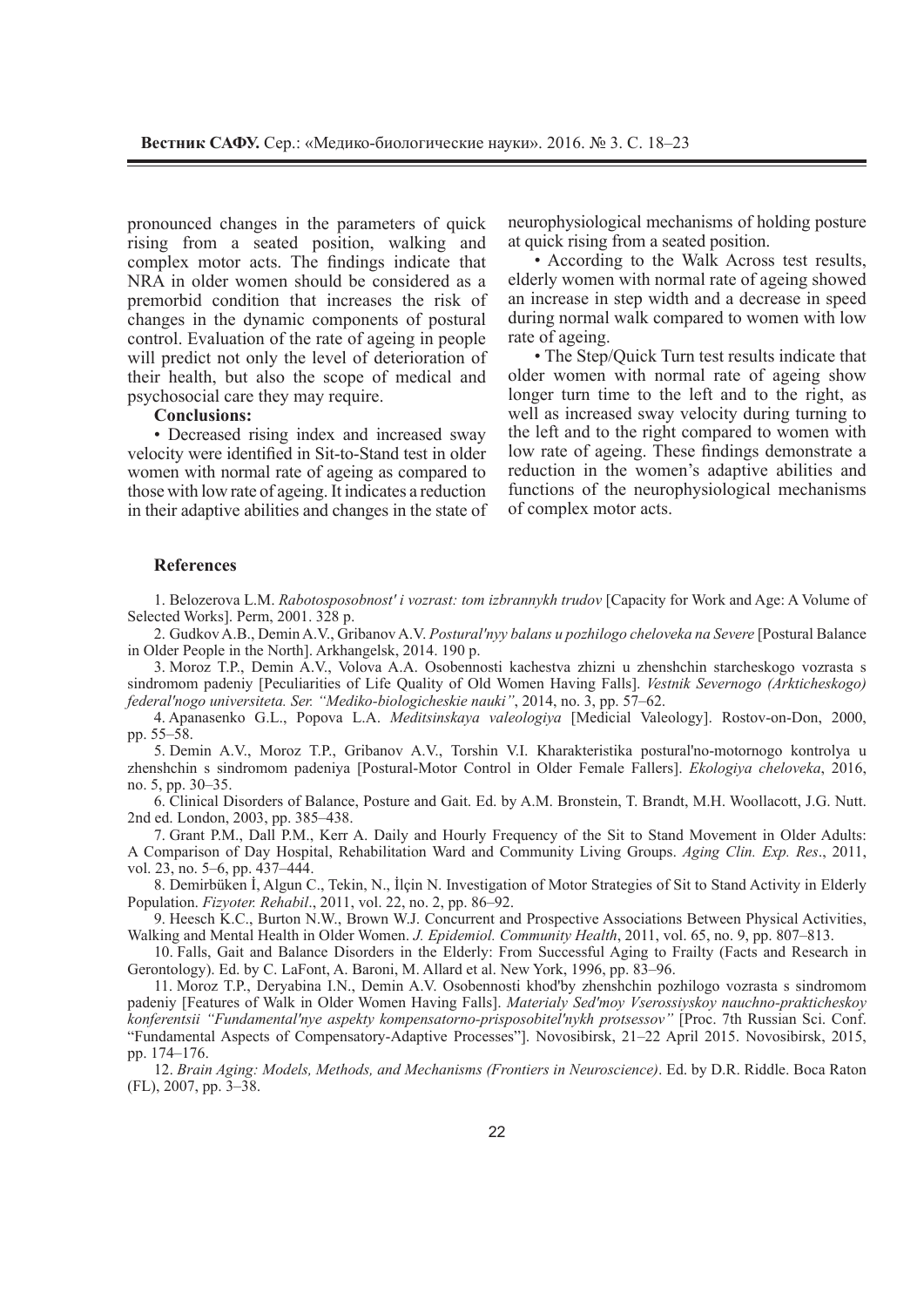pronounced changes in the parameters of quick rising from a seated position, walking and complex motor acts. The findings indicate that NRA in older women should be considered as a premorbid condition that increases the risk of changes in the dynamic components of postural control. Evaluation of the rate of ageing in people will predict not only the level of deterioration of their health, but also the scope of medical and psychosocial care they may require.

**Conclusions:**

• Decreased rising index and increased sway velocity were identified in Sit-to-Stand test in older women with normal rate of ageing as compared to those with low rate of ageing. It indicates a reduction in their adaptive abilities and changes in the state of neurophysiological mechanisms of holding posture at quick rising from a seated position.

• According to the Walk Across test results, elderly women with normal rate of ageing showed an increase in step width and a decrease in speed during normal walk compared to women with low rate of ageing.

• The Step/Quick Turn test results indicate that older women with normal rate of ageing show longer turn time to the left and to the right, as well as increased sway velocity during turning to the left and to the right compared to women with low rate of ageing. These findings demonstrate a reduction in the women's adaptive abilities and functions of the neurophysiological mechanisms of complex motor acts.

## References

1. Belozerova L.M. *Rabotosposobnost' i vozrast: tom izbrannykh trudov* [Capacity for Work and Age: A Volume of Selected Works]. Perm, 2001. 328 p.

2. Gudkov A.B., Demin A.V., Gribanov A.V. *Postural'nyy balans u pozhilogo cheloveka na Severe* [Postural Balance in Older People in the North]. Arkhangelsk, 2014. 190 p.

3. Moroz T.P., Demin A.V., Volova A.A. Osobennosti kachestva zhizni u zhenshchin starcheskogo vozrasta s sindromom padeniy [Peculiarities of Life Quality of Old Women Having Falls]. *Vestnik Severnogo (Arkticheskogo) federal'nogo universiteta. Ser. "Mediko-biologicheskie nauki"*, 2014, no. 3, pp. 57–62.

4. Apanasenko G.L., Popova L.A. *Meditsinskaya valeologiya* [Medicial Valeology]. Rostov-on-Don, 2000, pp. 55–58.

5. Demin A.V., Moroz T.P., Gribanov A.V., Torshin V.I. Kharakteristika postural'no-motornogo kontrolya u zhenshchin s sindromom padeniya [Postural-Motor Control in Older Female Fallers]. *Ekologiya cheloveka*, 2016, no. 5, pp. 30–35.

6. Clinical Disorders of Balance, Posture and Gait. Ed. by A.M. Bronstein, T. Brandt, M.H. Woollacott, J.G. Nutt. 2nd ed. London, 2003, pp. 385–438.

7. Grant P.M., Dall P.M., Kerr A. Daily and Hourly Frequency of the Sit to Stand Movement in Older Adults: A Comparison of Day Hospital, Rehabilitation Ward and Community Living Groups. *Aging Clin. Exp. Res*., 2011, vol. 23, no. 5–6, pp. 437–444.

8. Demirbüken İ., Algun C., Tekin, N., İlçin N. Investigation of Motor Strategies of Sit to Stand Activity in Elderly Population. *Fizyoter. Rehabil*., 2011, vol. 22, no. 2, pp. 86–92.

9. Heesch K.C., Burton N.W., Brown W.J. Concurrent and Prospective Associations Between Physical Activities, Walking and Mental Health in Older Women. *J. Epidemiol. Community Health*, 2011, vol. 65, no. 9, pp. 807–813.

10. Falls, Gait and Balance Disorders in the Elderly: From Successful Aging to Frailty (Facts and Research in Gerontology). Ed. by C. LaFont, A. Baroni, M. Allard et al. New York, 1996, pp. 83–96.

11. Moroz T.P., Deryabina I.N., Demin A.V. Osobennosti khod'by zhenshchin pozhilogo vozrasta s sindromom padeniy [Features of Walk in Older Women Having Falls]. *Materialy Sed'moy Vserossiyskoy nauchno-prakticheskoy konferentsii "Fundamental'nye aspekty kompensatorno-prisposobitel'nykh protsessov"* [Proc. 7th Russian Sci. Conf. "Fundamental Aspects of Compensatory-Adaptive Processes"]. Novosibirsk, 21–22 April 2015. Novosibirsk, 2015, pp. 174–176.

12. *Brain Aging: Models, Methods, and Mechanisms (Frontiers in Neuroscience)*. Ed. by D.R. Riddle. Boca Raton (FL), 2007, pp. 3–38.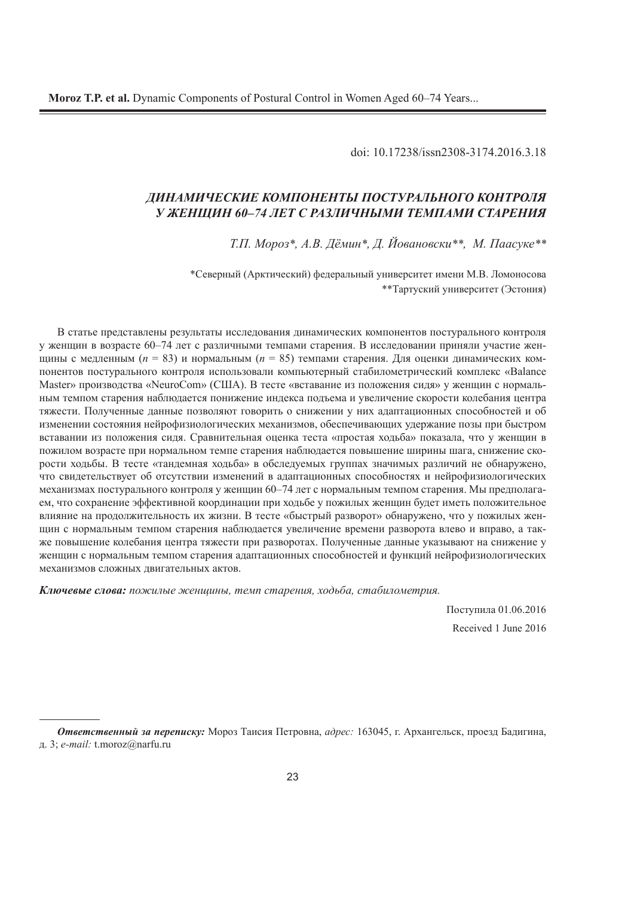doi: 10.17238/issn2308-3174.2016.3.18

# *ДИНАМИЧЕСКИЕ КОМПОНЕНТЫ ПОСТУРАЛЬНОГО КОНТРОЛЯ У ЖЕНЩИН 60–74 ЛЕТ С РАЗЛИЧНЫМИ ТЕМПАМИ СТАРЕНИЯ*

*Т.П. Мороз\*, А.В. Дёмин\*, Д. Йовановски\*\*, М. Паасуке\*\**

\*Северный (Арктический) федеральный университет имени М.В. Ломоносова
\*\*Тартуский университет (Эстония)

В статье представлены результаты исследования динамических компонентов постурального контроля у женщин в возрасте 60–74 лет с различными темпами старения. В исследовании приняли участие женщины с медленным (*n* = 83) и нормальным (*n* = 85) темпами старения. Для оценки динамических компонентов постурального контроля использовали компьютерный стабилометрический комплекс «Balance Master» производства «NeuroCom» (США). В тесте «вставание из положения сидя» у женщин с нормальным темпом старения наблюдается понижение индекса подъема и увеличение скорости колебания центра тяжести. Полученные данные позволяют говорить о снижении у них адаптационных способностей и об изменении состояния нейрофизиологических механизмов, обеспечивающих удержание позы при быстром вставании из положения сидя. Сравнительная оценка теста «простая ходьба» показала, что у женщин в пожилом возрасте при нормальном темпе старения наблюдается повышение ширины шага, снижение скорости ходьбы. В тесте «тандемная ходьба» в обследуемых группах значимых различий не обнаружено, что свидетельствует об отсутствии изменений в адаптационных способностях и нейрофизиологических механизмах постурального контроля у женщин 60–74 лет с нормальным темпом старения. Мы предполагаем, что сохранение эффективной координации при ходьбе у пожилых женщин будет иметь положительное влияние на продолжительность их жизни. В тесте «быстрый разворот» обнаружено, что у пожилых женщин с нормальным темпом старения наблюдается увеличение времени разворота влево и вправо, а также повышение колебания центра тяжести при разворотах. Полученные данные указывают на снижение у женщин с нормальным темпом старения адаптационных способностей и функций нейрофизиологических механизмов сложных двигательных актов.

***Ключевые слова:*** *пожилые женщины, темп старения, ходьба, стабилометрия.*

Поступила 01.06.2016
Received 1 June 2016

---

***Ответственный за переписку:*** Мороз Таисия Петровна, *адрес:* 163045, г. Архангельск, проезд Бадигина, д. 3; *e-mail:* t.moroz@narfu.ru